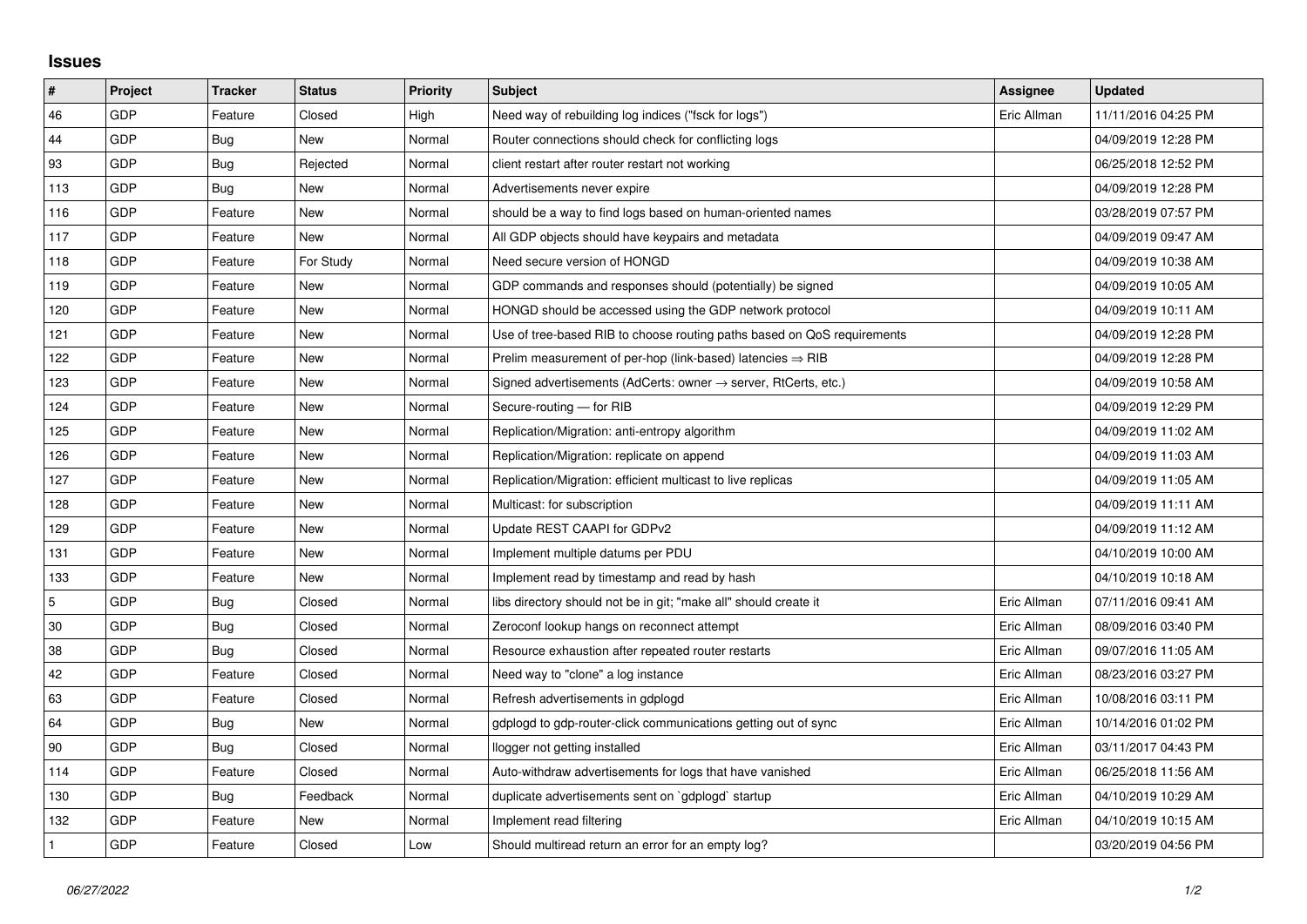# Issues

| # | Project | Tracker | Status | Priority | Subject | Assignee | Updated |
|---|---|---|---|---|---|---|---|
| 46 | GDP | Feature | Closed | High | Need way of rebuilding log indices ("fsck for logs") | Eric Allman | 11/11/2016 04:25 PM |
| 44 | GDP | Bug | New | Normal | Router connections should check for conflicting logs | | 04/09/2019 12:28 PM |
| 93 | GDP | Bug | Rejected | Normal | client restart after router restart not working | | 06/25/2018 12:52 PM |
| 113 | GDP | Bug | New | Normal | Advertisements never expire | | 04/09/2019 12:28 PM |
| 116 | GDP | Feature | New | Normal | should be a way to find logs based on human-oriented names | | 03/28/2019 07:57 PM |
| 117 | GDP | Feature | New | Normal | All GDP objects should have keypairs and metadata | | 04/09/2019 09:47 AM |
| 118 | GDP | Feature | For Study | Normal | Need secure version of HONGD | | 04/09/2019 10:38 AM |
| 119 | GDP | Feature | New | Normal | GDP commands and responses should (potentially) be signed | | 04/09/2019 10:05 AM |
| 120 | GDP | Feature | New | Normal | HONGD should be accessed using the GDP network protocol | | 04/09/2019 10:11 AM |
| 121 | GDP | Feature | New | Normal | Use of tree-based RIB to choose routing paths based on QoS requirements | | 04/09/2019 12:28 PM |
| 122 | GDP | Feature | New | Normal | Prelim measurement of per-hop (link-based) latencies ⇒ RIB | | 04/09/2019 12:28 PM |
| 123 | GDP | Feature | New | Normal | Signed advertisements (AdCerts: owner → server, RtCerts, etc.) | | 04/09/2019 10:58 AM |
| 124 | GDP | Feature | New | Normal | Secure-routing — for RIB | | 04/09/2019 12:29 PM |
| 125 | GDP | Feature | New | Normal | Replication/Migration: anti-entropy algorithm | | 04/09/2019 11:02 AM |
| 126 | GDP | Feature | New | Normal | Replication/Migration: replicate on append | | 04/09/2019 11:03 AM |
| 127 | GDP | Feature | New | Normal | Replication/Migration: efficient multicast to live replicas | | 04/09/2019 11:05 AM |
| 128 | GDP | Feature | New | Normal | Multicast: for subscription | | 04/09/2019 11:11 AM |
| 129 | GDP | Feature | New | Normal | Update REST CAAPI for GDPv2 | | 04/09/2019 11:12 AM |
| 131 | GDP | Feature | New | Normal | Implement multiple datums per PDU | | 04/10/2019 10:00 AM |
| 133 | GDP | Feature | New | Normal | Implement read by timestamp and read by hash | | 04/10/2019 10:18 AM |
| 5 | GDP | Bug | Closed | Normal | libs directory should not be in git; "make all" should create it | Eric Allman | 07/11/2016 09:41 AM |
| 30 | GDP | Bug | Closed | Normal | Zeroconf lookup hangs on reconnect attempt | Eric Allman | 08/09/2016 03:40 PM |
| 38 | GDP | Bug | Closed | Normal | Resource exhaustion after repeated router restarts | Eric Allman | 09/07/2016 11:05 AM |
| 42 | GDP | Feature | Closed | Normal | Need way to "clone" a log instance | Eric Allman | 08/23/2016 03:27 PM |
| 63 | GDP | Feature | Closed | Normal | Refresh advertisements in gdplogd | Eric Allman | 10/08/2016 03:11 PM |
| 64 | GDP | Bug | New | Normal | gdplogd to gdp-router-click communications getting out of sync | Eric Allman | 10/14/2016 01:02 PM |
| 90 | GDP | Bug | Closed | Normal | llogger not getting installed | Eric Allman | 03/11/2017 04:43 PM |
| 114 | GDP | Feature | Closed | Normal | Auto-withdraw advertisements for logs that have vanished | Eric Allman | 06/25/2018 11:56 AM |
| 130 | GDP | Bug | Feedback | Normal | duplicate advertisements sent on `gdplogd` startup | Eric Allman | 04/10/2019 10:29 AM |
| 132 | GDP | Feature | New | Normal | Implement read filtering | Eric Allman | 04/10/2019 10:15 AM |
| 1 | GDP | Feature | Closed | Low | Should multiread return an error for an empty log? | | 03/20/2019 04:56 PM |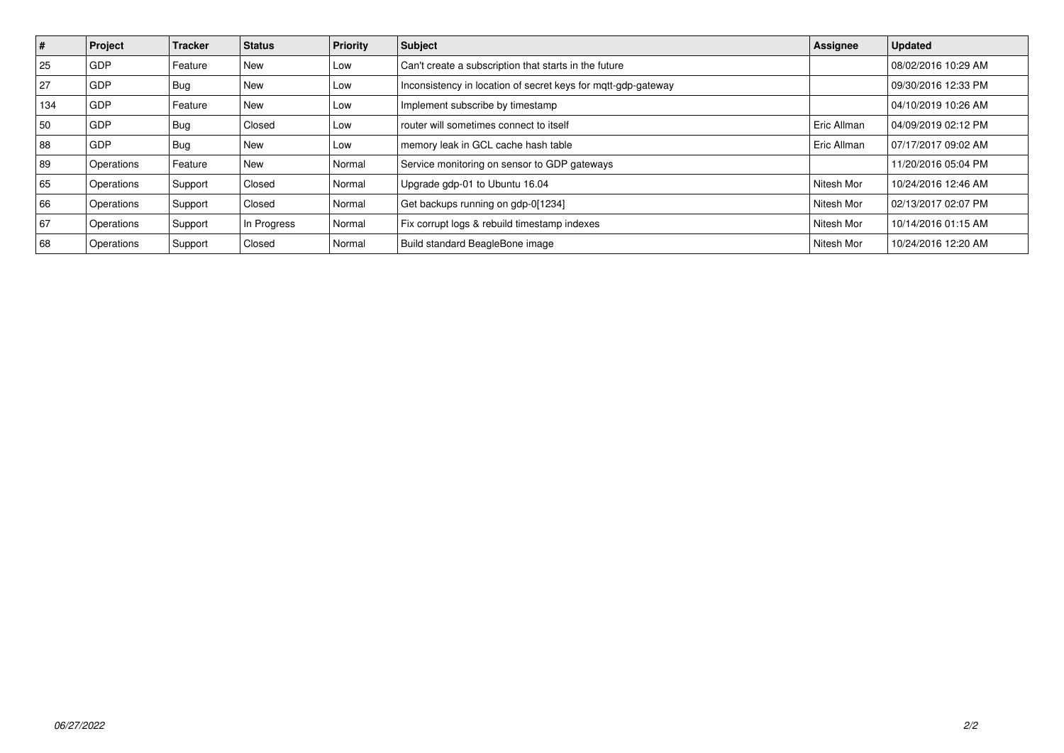| # | Project | Tracker | Status | Priority | Subject | Assignee | Updated |
|---|---|---|---|---|---|---|---|
| 25 | GDP | Feature | New | Low | Can't create a subscription that starts in the future | | 08/02/2016 10:29 AM |
| 27 | GDP | Bug | New | Low | Inconsistency in location of secret keys for mqtt-gdp-gateway | | 09/30/2016 12:33 PM |
| 134 | GDP | Feature | New | Low | Implement subscribe by timestamp | | 04/10/2019 10:26 AM |
| 50 | GDP | Bug | Closed | Low | router will sometimes connect to itself | Eric Allman | 04/09/2019 02:12 PM |
| 88 | GDP | Bug | New | Low | memory leak in GCL cache hash table | Eric Allman | 07/17/2017 09:02 AM |
| 89 | Operations | Feature | New | Normal | Service monitoring on sensor to GDP gateways | | 11/20/2016 05:04 PM |
| 65 | Operations | Support | Closed | Normal | Upgrade gdp-01 to Ubuntu 16.04 | Nitesh Mor | 10/24/2016 12:46 AM |
| 66 | Operations | Support | Closed | Normal | Get backups running on gdp-0[1234] | Nitesh Mor | 02/13/2017 02:07 PM |
| 67 | Operations | Support | In Progress | Normal | Fix corrupt logs & rebuild timestamp indexes | Nitesh Mor | 10/14/2016 01:15 AM |
| 68 | Operations | Support | Closed | Normal | Build standard BeagleBone image | Nitesh Mor | 10/24/2016 12:20 AM |